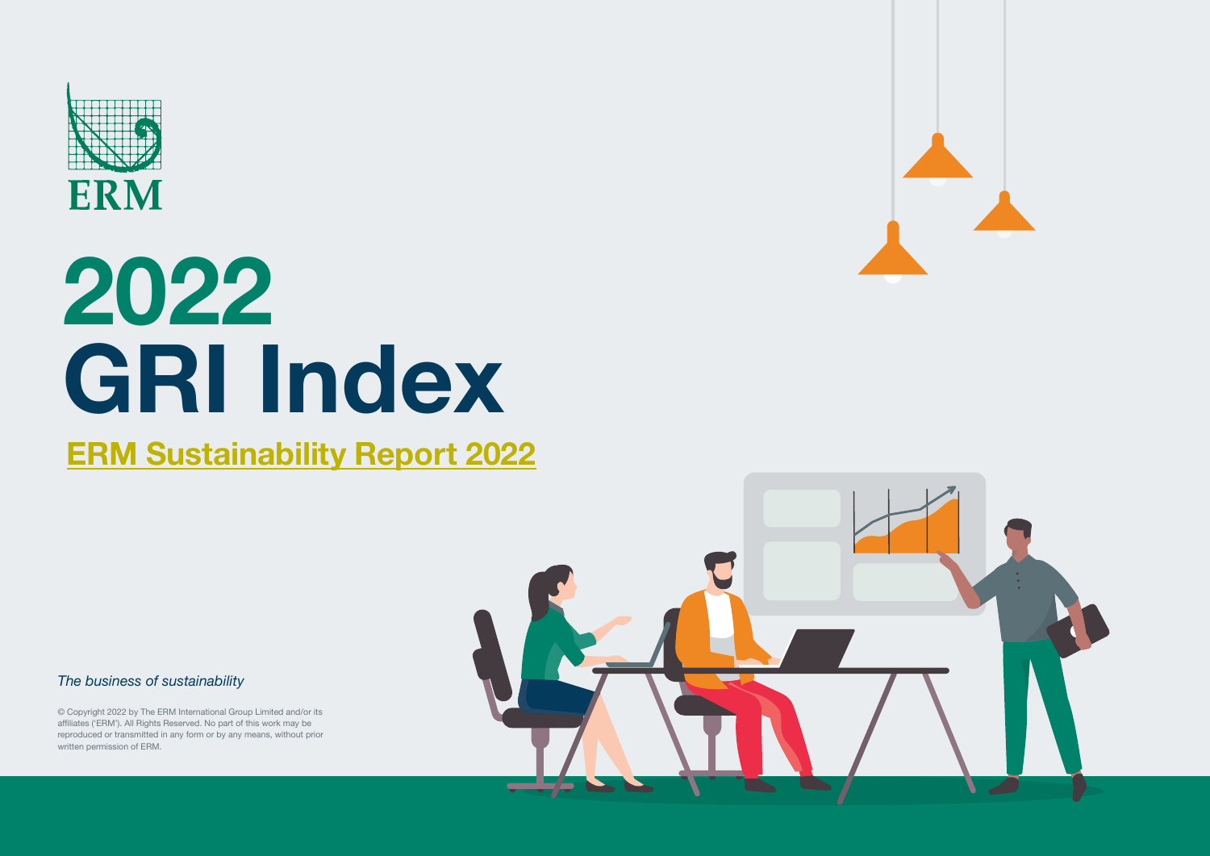ERM

# 2022 GRI Index

## ERM Sustainability Report 2022

*The business of sustainability*

© Copyright 2022 by The ERM International Group Limited and/or its affiliates ('ERM'). All Rights Reserved. No part of this work may be reproduced or transmitted in any form or by any means, without prior written permission of ERM.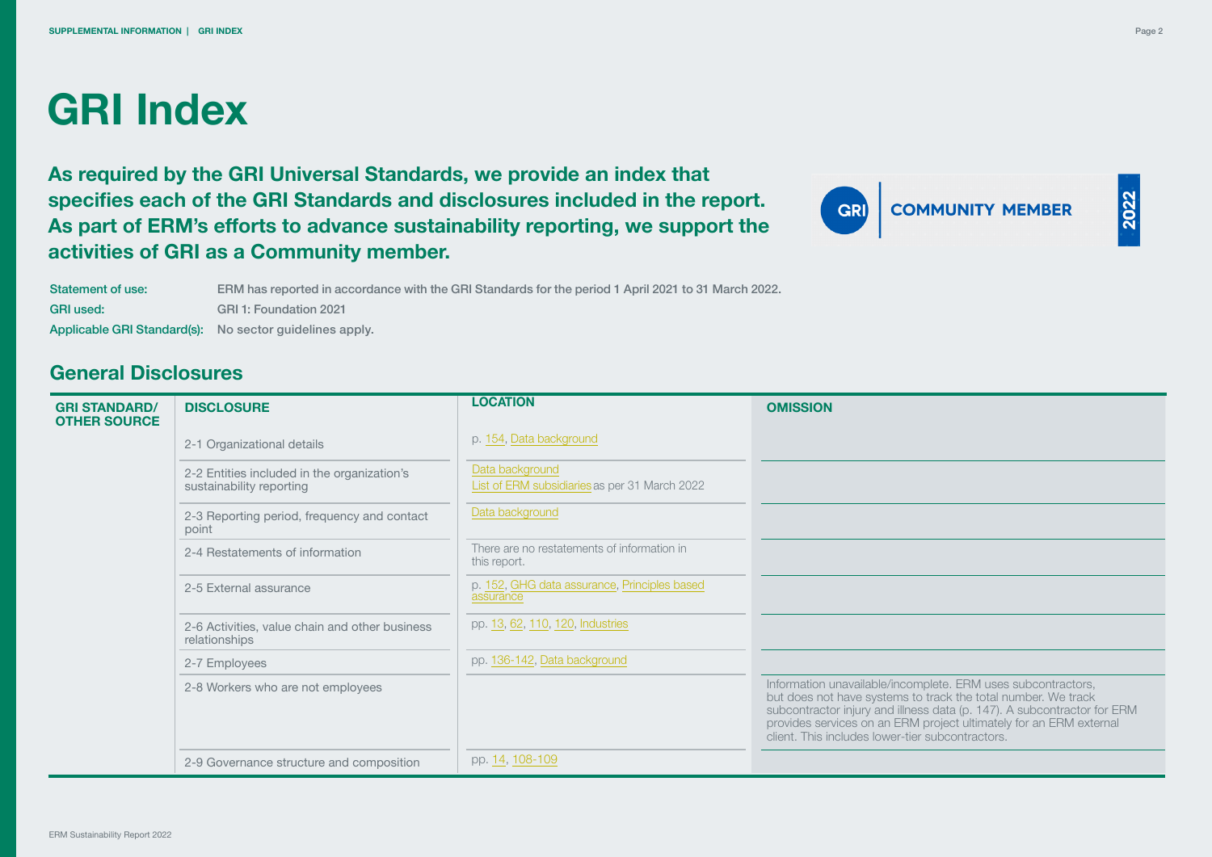# GRI Index

**As required by the GRI Universal Standards, we provide an index that specifies each of the GRI Standards and disclosures included in the report. As part of ERM's efforts to advance sustainability reporting, we support the activities of GRI as a Community member.**

GRI COMMUNITY MEMBER 2022

| | |
|---|---|
| Statement of use: | ERM has reported in accordance with the GRI Standards for the period 1 April 2021 to 31 March 2022. |
| GRI used: | GRI 1: Foundation 2021 |
| Applicable GRI Standard(s): | No sector guidelines apply. |

## General Disclosures

| GRI STANDARD/ OTHER SOURCE | DISCLOSURE | LOCATION | OMISSION |
|---|---|---|---|
| | 2-1 Organizational details | p. 154, Data background | |
| | 2-2 Entities included in the organization's sustainability reporting | Data background<br>List of ERM subsidiaries as per 31 March 2022 | |
| | 2-3 Reporting period, frequency and contact point | Data background | |
| | 2-4 Restatements of information | There are no restatements of information in this report. | |
| | 2-5 External assurance | p. 152, GHG data assurance, Principles based assurance | |
| | 2-6 Activities, value chain and other business relationships | pp. 13, 62, 110, 120, Industries | |
| | 2-7 Employees | pp. 136-142, Data background | |
| | 2-8 Workers who are not employees | | Information unavailable/incomplete. ERM uses subcontractors, but does not have systems to track the total number. We track subcontractor injury and illness data (p. 147). A subcontractor for ERM provides services on an ERM project ultimately for an ERM external client. This includes lower-tier subcontractors. |
| | 2-9 Governance structure and composition | pp. 14, 108-109 | |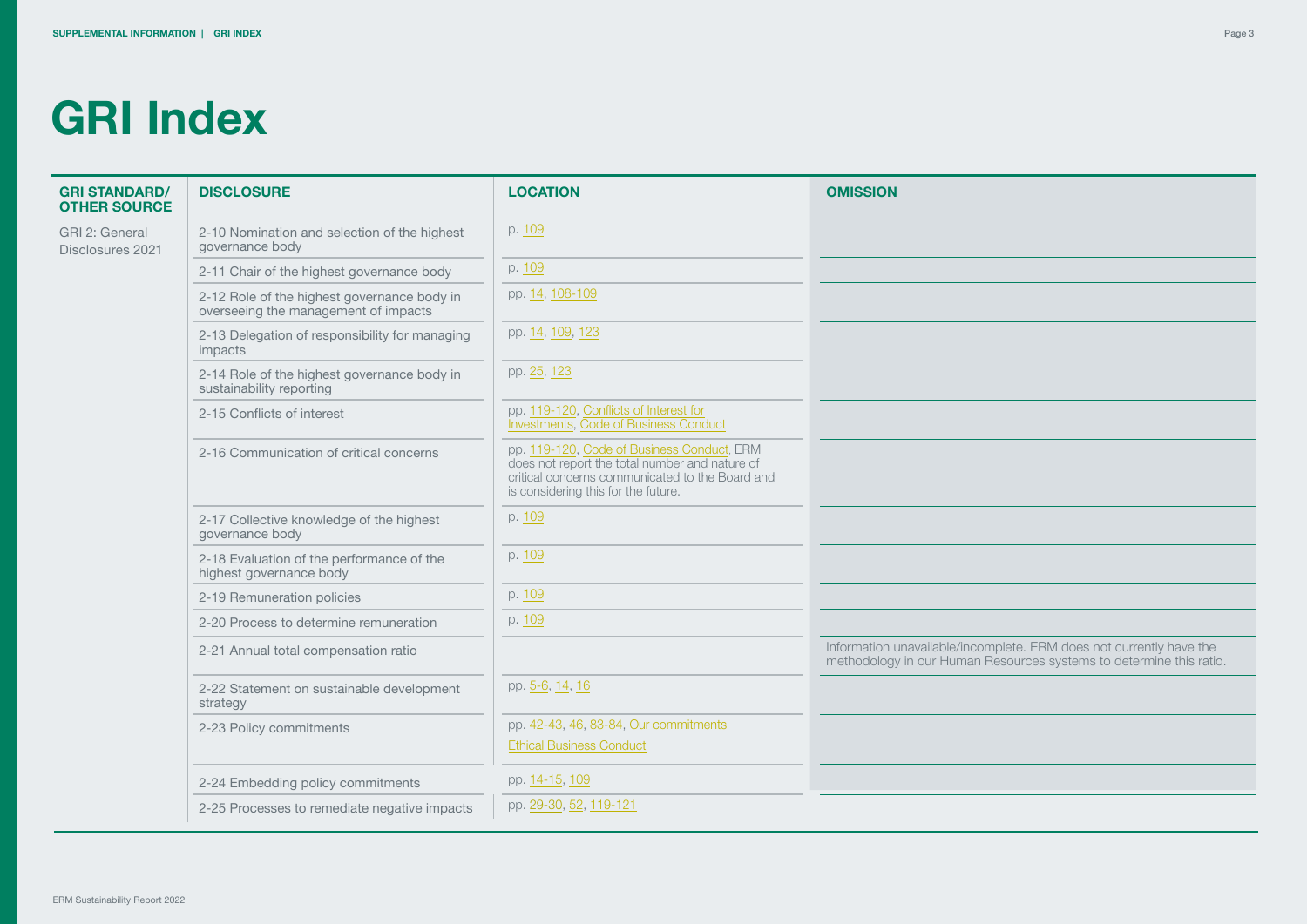# GRI Index

| GRI STANDARD/ OTHER SOURCE | DISCLOSURE | LOCATION | OMISSION |
|---|---|---|---|
| GRI 2: General Disclosures 2021 | 2-10 Nomination and selection of the highest governance body | p. 109 | |
| | 2-11 Chair of the highest governance body | p. 109 | |
| | 2-12 Role of the highest governance body in overseeing the management of impacts | pp. 14, 108-109 | |
| | 2-13 Delegation of responsibility for managing impacts | pp. 14, 109, 123 | |
| | 2-14 Role of the highest governance body in sustainability reporting | pp. 25, 123 | |
| | 2-15 Conflicts of interest | pp. 119-120, Conflicts of Interest for Investments, Code of Business Conduct | |
| | 2-16 Communication of critical concerns | pp. 119-120, Code of Business Conduct. ERM does not report the total number and nature of critical concerns communicated to the Board and is considering this for the future. | |
| | 2-17 Collective knowledge of the highest governance body | p. 109 | |
| | 2-18 Evaluation of the performance of the highest governance body | p. 109 | |
| | 2-19 Remuneration policies | p. 109 | |
| | 2-20 Process to determine remuneration | p. 109 | |
| | 2-21 Annual total compensation ratio | | Information unavailable/incomplete. ERM does not currently have the methodology in our Human Resources systems to determine this ratio. |
| | 2-22 Statement on sustainable development strategy | pp. 5-6, 14, 16 | |
| | 2-23 Policy commitments | pp. 42-43, 46, 83-84, Our commitments<br>Ethical Business Conduct | |
| | 2-24 Embedding policy commitments | pp. 14-15, 109 | |
| | 2-25 Processes to remediate negative impacts | pp. 29-30, 52, 119-121 | |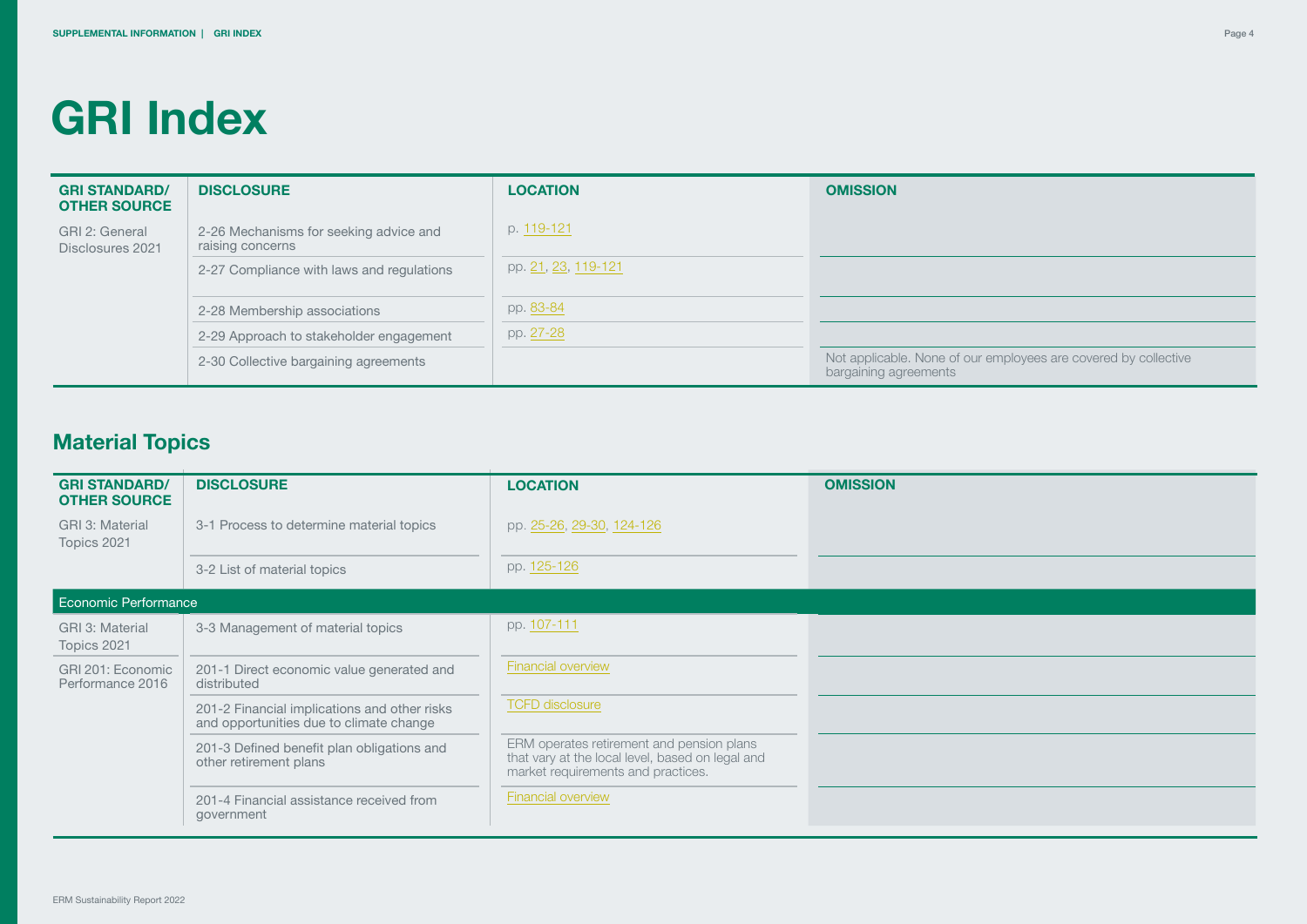# GRI Index

| GRI STANDARD/ OTHER SOURCE | DISCLOSURE | LOCATION | OMISSION |
|---|---|---|---|
| GRI 2: General Disclosures 2021 | 2-26 Mechanisms for seeking advice and raising concerns | p. 119-121 | |
| | 2-27 Compliance with laws and regulations | pp. 21, 23, 119-121 | |
| | 2-28 Membership associations | pp. 83-84 | |
| | 2-29 Approach to stakeholder engagement | pp. 27-28 | |
| | 2-30 Collective bargaining agreements | | Not applicable. None of our employees are covered by collective bargaining agreements |

## Material Topics

| GRI STANDARD/ OTHER SOURCE | DISCLOSURE | LOCATION | OMISSION |
|---|---|---|---|
| GRI 3: Material Topics 2021 | 3-1 Process to determine material topics | pp. 25-26, 29-30, 124-126 | |
| | 3-2 List of material topics | pp. 125-126 | |
| **Economic Performance** | | | |
| GRI 3: Material Topics 2021 | 3-3 Management of material topics | pp. 107-111 | |
| GRI 201: Economic Performance 2016 | 201-1 Direct economic value generated and distributed | Financial overview | |
| | 201-2 Financial implications and other risks and opportunities due to climate change | TCFD disclosure | |
| | 201-3 Defined benefit plan obligations and other retirement plans | ERM operates retirement and pension plans that vary at the local level, based on legal and market requirements and practices. | |
| | 201-4 Financial assistance received from government | Financial overview | |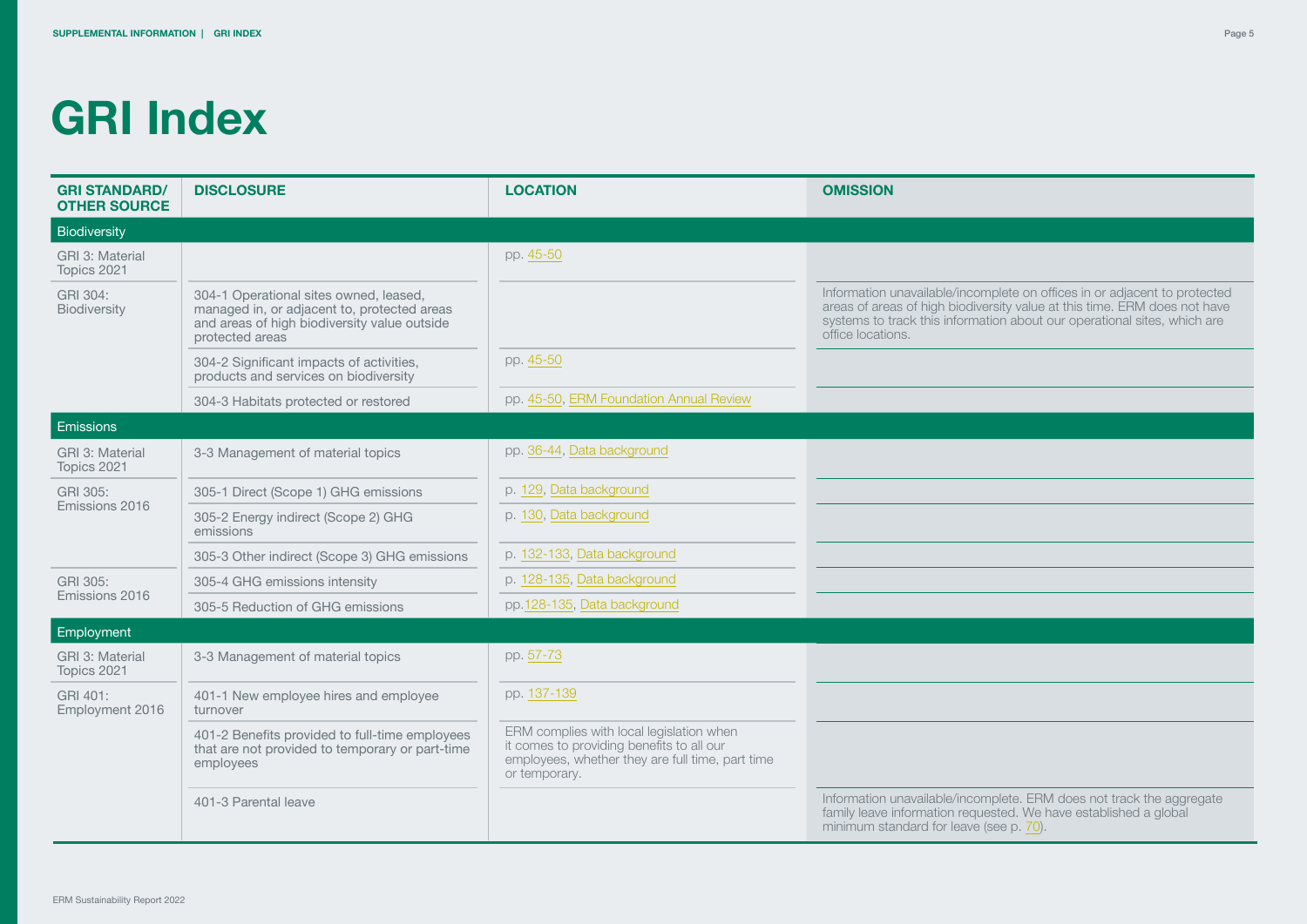# GRI Index

| GRI STANDARD/ OTHER SOURCE | DISCLOSURE | LOCATION | OMISSION |
|---|---|---|---|
| **Biodiversity** | | | |
| GRI 3: Material Topics 2021 | | pp. 45-50 | |
| GRI 304: Biodiversity | 304-1 Operational sites owned, leased, managed in, or adjacent to, protected areas and areas of high biodiversity value outside protected areas | | Information unavailable/incomplete on offices in or adjacent to protected areas of areas of high biodiversity value at this time. ERM does not have systems to track this information about our operational sites, which are office locations. |
| | 304-2 Significant impacts of activities, products and services on biodiversity | pp. 45-50 | |
| | 304-3 Habitats protected or restored | pp. 45-50, ERM Foundation Annual Review | |
| **Emissions** | | | |
| GRI 3: Material Topics 2021 | 3-3 Management of material topics | pp. 36-44, Data background | |
| GRI 305: Emissions 2016 | 305-1 Direct (Scope 1) GHG emissions | p. 129, Data background | |
| | 305-2 Energy indirect (Scope 2) GHG emissions | p. 130, Data background | |
| | 305-3 Other indirect (Scope 3) GHG emissions | p. 132-133, Data background | |
| GRI 305: Emissions 2016 | 305-4 GHG emissions intensity | p. 128-135, Data background | |
| | 305-5 Reduction of GHG emissions | pp.128-135, Data background | |
| **Employment** | | | |
| GRI 3: Material Topics 2021 | 3-3 Management of material topics | pp. 57-73 | |
| GRI 401: Employment 2016 | 401-1 New employee hires and employee turnover | pp. 137-139 | |
| | 401-2 Benefits provided to full-time employees that are not provided to temporary or part-time employees | ERM complies with local legislation when it comes to providing benefits to all our employees, whether they are full time, part time or temporary. | |
| | 401-3 Parental leave | | Information unavailable/incomplete. ERM does not track the aggregate family leave information requested. We have established a global minimum standard for leave (see p. 70). |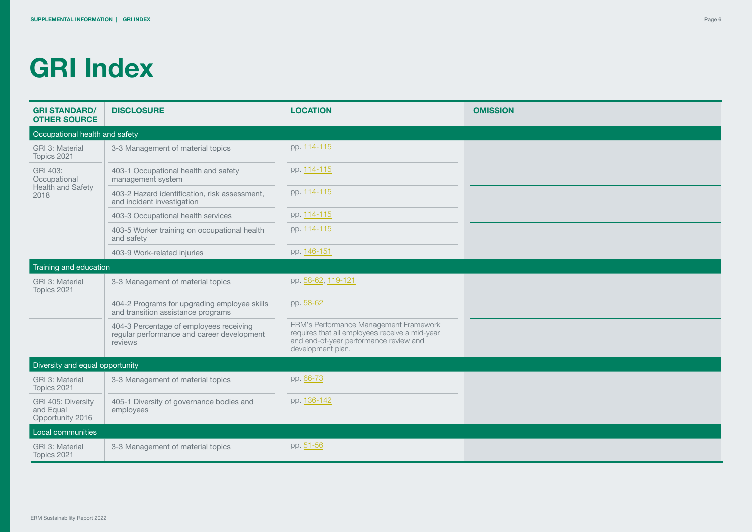# GRI Index

| GRI STANDARD/ OTHER SOURCE | DISCLOSURE | LOCATION | OMISSION |
|---|---|---|---|
| **Occupational health and safety** | | | |
| GRI 3: Material Topics 2021 | 3-3 Management of material topics | pp. 114-115 | |
| GRI 403: Occupational Health and Safety 2018 | 403-1 Occupational health and safety management system | pp. 114-115 | |
| | 403-2 Hazard identification, risk assessment, and incident investigation | pp. 114-115 | |
| | 403-3 Occupational health services | pp. 114-115 | |
| | 403-5 Worker training on occupational health and safety | pp. 114-115 | |
| | 403-9 Work-related injuries | pp. 146-151 | |
| **Training and education** | | | |
| GRI 3: Material Topics 2021 | 3-3 Management of material topics | pp. 58-62, 119-121 | |
| | 404-2 Programs for upgrading employee skills and transition assistance programs | pp. 58-62 | |
| | 404-3 Percentage of employees receiving regular performance and career development reviews | ERM's Performance Management Framework requires that all employees receive a mid-year and end-of-year performance review and development plan. | |
| **Diversity and equal opportunity** | | | |
| GRI 3: Material Topics 2021 | 3-3 Management of material topics | pp. 66-73 | |
| GRI 405: Diversity and Equal Opportunity 2016 | 405-1 Diversity of governance bodies and employees | pp. 136-142 | |
| **Local communities** | | | |
| GRI 3: Material Topics 2021 | 3-3 Management of material topics | pp. 51-56 | |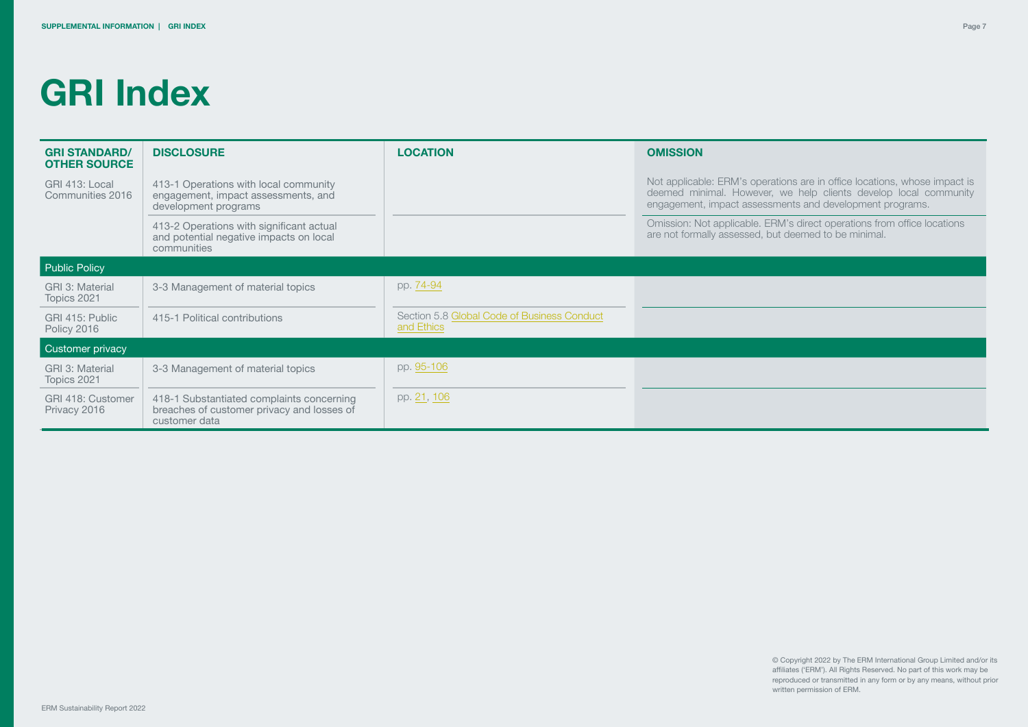# GRI Index

| GRI STANDARD/ OTHER SOURCE | DISCLOSURE | LOCATION | OMISSION |
|---|---|---|---|
| GRI 413: Local Communities 2016 | 413-1 Operations with local community engagement, impact assessments, and development programs | | Not applicable: ERM's operations are in office locations, whose impact is deemed minimal. However, we help clients develop local community engagement, impact assessments and development programs. |
| | 413-2 Operations with significant actual and potential negative impacts on local communities | | Omission: Not applicable. ERM's direct operations from office locations are not formally assessed, but deemed to be minimal. |
| **Public Policy** | | | |
| GRI 3: Material Topics 2021 | 3-3 Management of material topics | pp. 74-94 | |
| GRI 415: Public Policy 2016 | 415-1 Political contributions | Section 5.8 Global Code of Business Conduct and Ethics | |
| **Customer privacy** | | | |
| GRI 3: Material Topics 2021 | 3-3 Management of material topics | pp. 95-106 | |
| GRI 418: Customer Privacy 2016 | 418-1 Substantiated complaints concerning breaches of customer privacy and losses of customer data | pp. 21, 106 | |

© Copyright 2022 by The ERM International Group Limited and/or its affiliates ('ERM'). All Rights Reserved. No part of this work may be reproduced or transmitted in any form or by any means, without prior written permission of ERM.